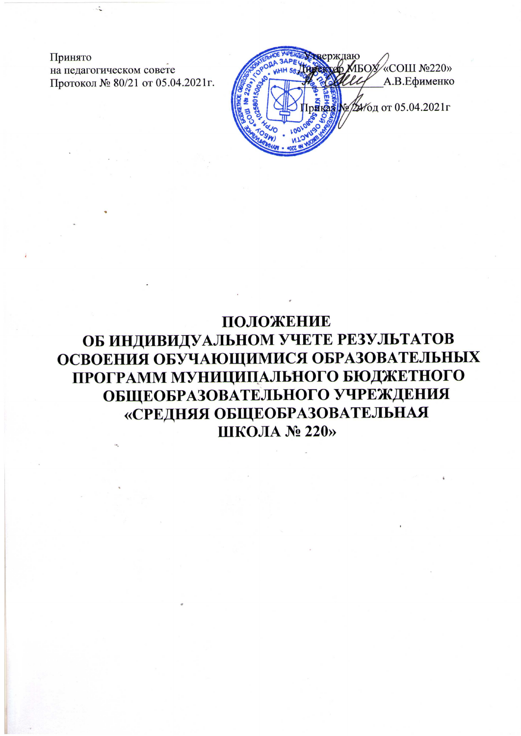Принято
на педагогическом совете
Протокол № 80/21 от 05.04.2021г.

Утверждаю
Директор МБОУ «СОШ №220»
____________А.В.Ефименко

Приказ № 24/од от 05.04.2021г

# ПОЛОЖЕНИЕ
# ОБ ИНДИВИДУАЛЬНОМ УЧЕТЕ РЕЗУЛЬТАТОВ ОСВОЕНИЯ ОБУЧАЮЩИМИСЯ ОБРАЗОВАТЕЛЬНЫХ ПРОГРАММ МУНИЦИПАЛЬНОГО БЮДЖЕТНОГО ОБЩЕОБРАЗОВАТЕЛЬНОГО УЧРЕЖДЕНИЯ «СРЕДНЯЯ ОБЩЕОБРАЗОВАТЕЛЬНАЯ ШКОЛА № 220»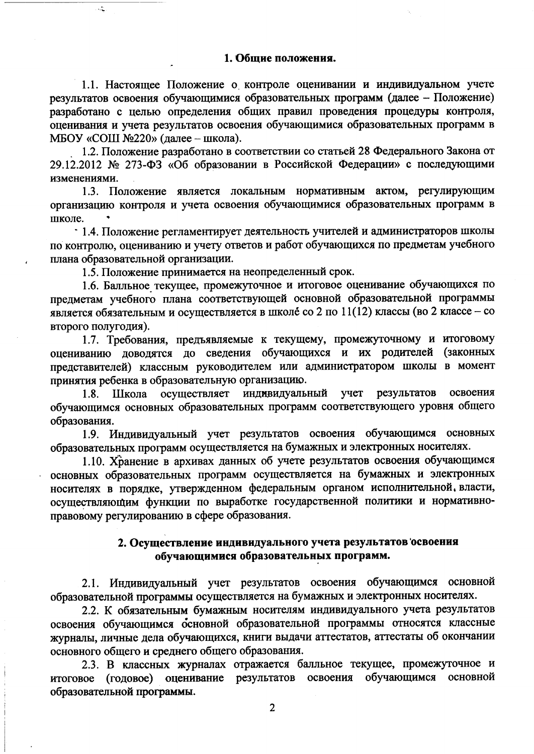## 1. Общие положения.

1.1. Настоящее Положение о контроле оценивании и индивидуальном учете результатов освоения обучающимися образовательных программ (далее – Положение) разработано с целью определения общих правил проведения процедуры контроля, оценивания и учета результатов освоения обучающимися образовательных программ в МБОУ «СОШ №220» (далее – школа).

1.2. Положение разработано в соответствии со статьей 28 Федерального Закона от 29.12.2012 № 273-ФЗ «Об образовании в Российской Федерации» с последующими изменениями.

1.3. Положение является локальным нормативным актом, регулирующим организацию контроля и учета освоения обучающимися образовательных программ в школе.

1.4. Положение регламентирует деятельность учителей и администраторов школы по контролю, оцениванию и учету ответов и работ обучающихся по предметам учебного плана образовательной организации.

1.5. Положение принимается на неопределенный срок.

1.6. Балльное текущее, промежуточное и итоговое оценивание обучающихся по предметам учебного плана соответствующей основной образовательной программы является обязательным и осуществляется в школе со 2 по 11(12) классы (во 2 классе – со второго полугодия).

1.7. Требования, предъявляемые к текущему, промежуточному и итоговому оцениванию доводятся до сведения обучающихся и их родителей (законных представителей) классным руководителем или администратором школы в момент принятия ребенка в образовательную организацию.

1.8. Школа осуществляет индивидуальный учет результатов освоения обучающимся основных образовательных программ соответствующего уровня общего образования.

1.9. Индивидуальный учет результатов освоения обучающимся основных образовательных программ осуществляется на бумажных и электронных носителях.

1.10. Хранение в архивах данных об учете результатов освоения обучающимся основных образовательных программ осуществляется на бумажных и электронных носителях в порядке, утвержденном федеральным органом исполнительной власти, осуществляющим функции по выработке государственной политики и нормативно-правовому регулированию в сфере образования.

## 2. Осуществление индивидуального учета результатов освоения обучающимися образовательных программ.

2.1. Индивидуальный учет результатов освоения обучающимся основной образовательной программы осуществляется на бумажных и электронных носителях.

2.2. К обязательным бумажным носителям индивидуального учета результатов освоения обучающимся основной образовательной программы относятся классные журналы, личные дела обучающихся, книги выдачи аттестатов, аттестаты об окончании основного общего и среднего общего образования.

2.3. В классных журналах отражается балльное текущее, промежуточное и итоговое (годовое) оценивание результатов освоения обучающимся основной образовательной программы.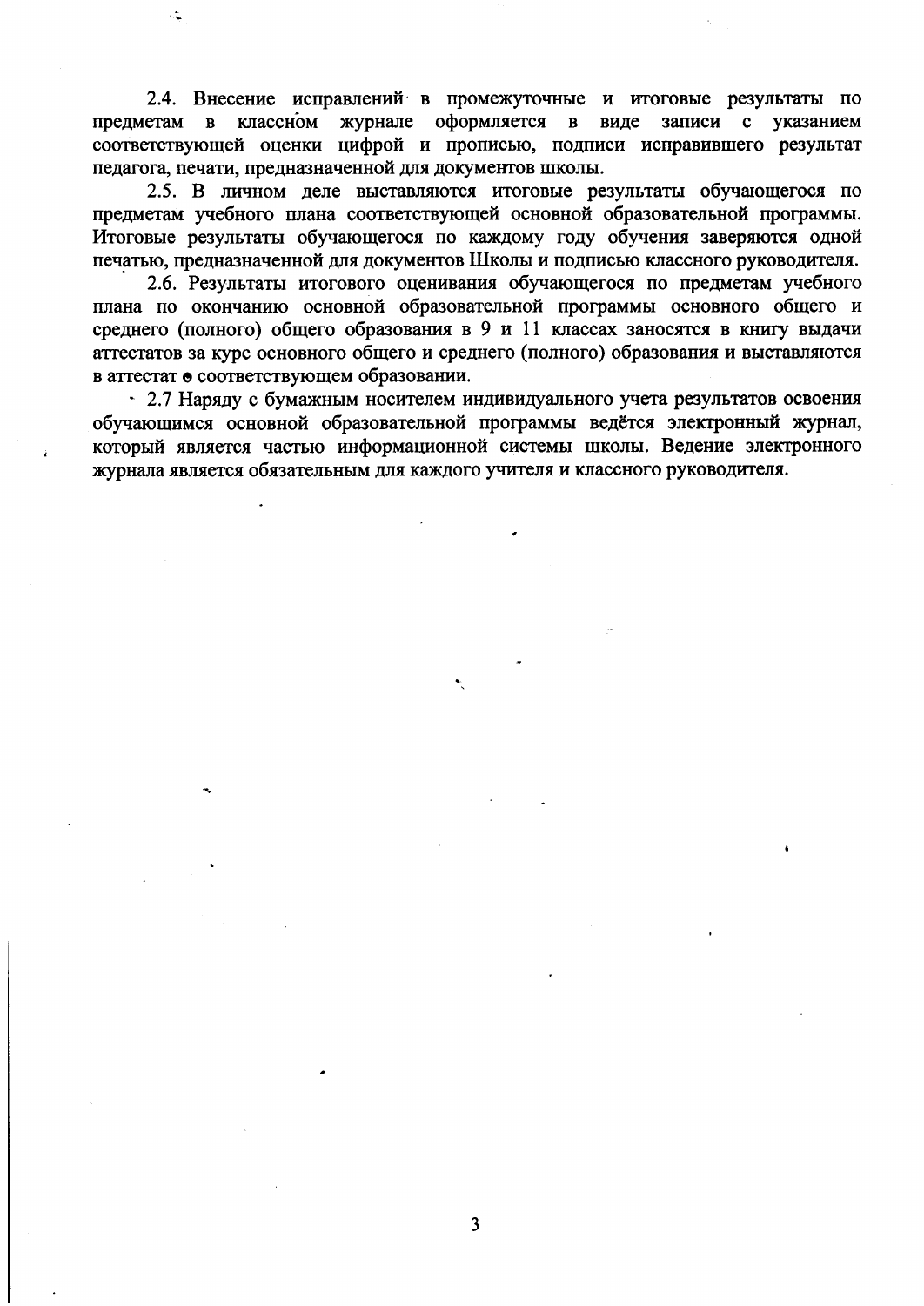2.4. Внесение исправлений в промежуточные и итоговые результаты по предметам в классном журнале оформляется в виде записи с указанием соответствующей оценки цифрой и прописью, подписи исправившего результат педагога, печати, предназначенной для документов школы.

2.5. В личном деле выставляются итоговые результаты обучающегося по предметам учебного плана соответствующей основной образовательной программы. Итоговые результаты обучающегося по каждому году обучения заверяются одной печатью, предназначенной для документов Школы и подписью классного руководителя.

2.6. Результаты итогового оценивания обучающегося по предметам учебного плана по окончанию основной образовательной программы основного общего и среднего (полного) общего образования в 9 и 11 классах заносятся в книгу выдачи аттестатов за курс основного общего и среднего (полного) образования и выставляются в аттестат о соответствующем образовании.

2.7 Наряду с бумажным носителем индивидуального учета результатов освоения обучающимся основной образовательной программы ведётся электронный журнал, который является частью информационной системы школы. Ведение электронного журнала является обязательным для каждого учителя и классного руководителя.